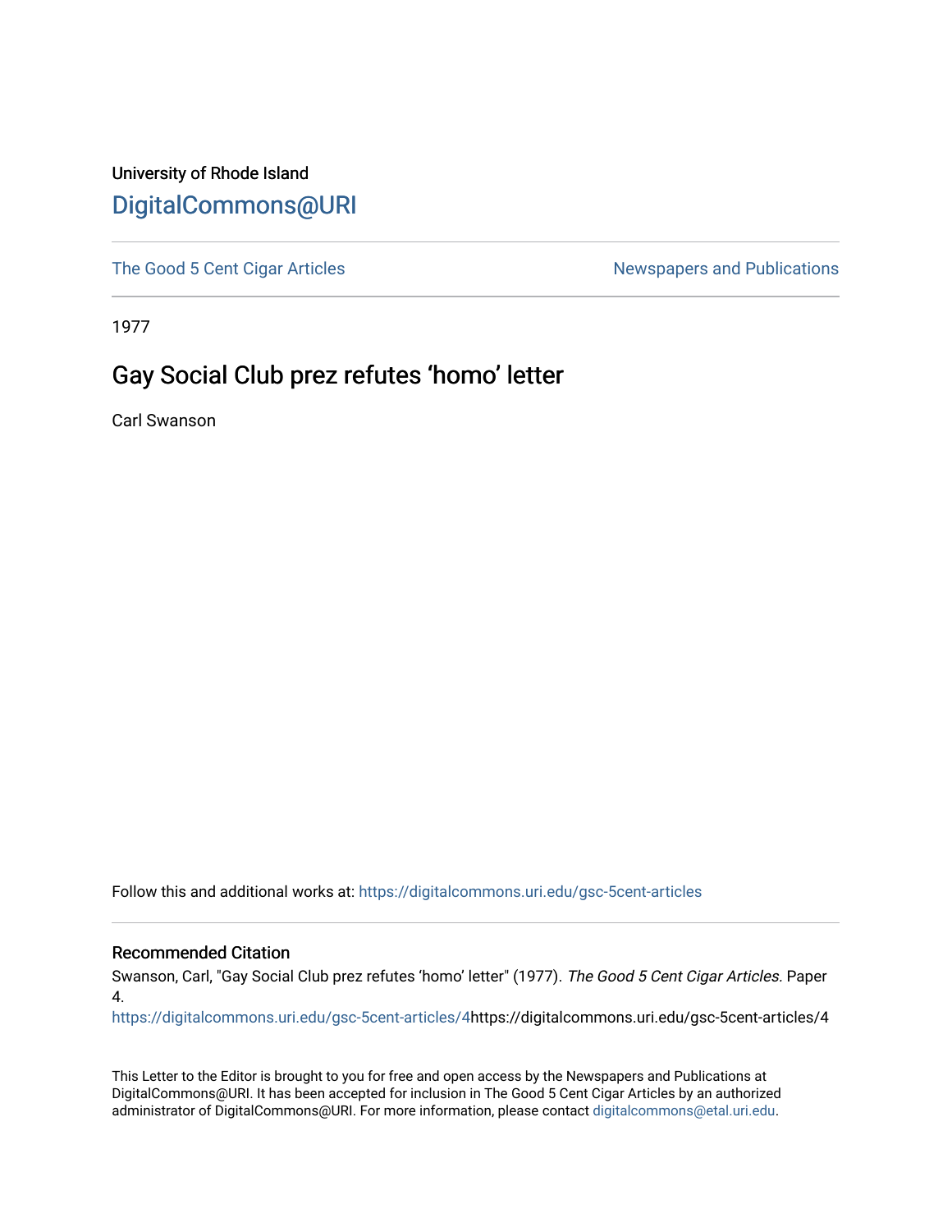University of Rhode Island

# DigitalCommons@URI

The Good 5 Cent Cigar Articles | Newspapers and Publications

1977

## Gay Social Club prez refutes 'homo' letter

Carl Swanson

Follow this and additional works at: https://digitalcommons.uri.edu/gsc-5cent-articles

### Recommended Citation

Swanson, Carl, "Gay Social Club prez refutes 'homo' letter" (1977). *The Good 5 Cent Cigar Articles.* Paper 4.
https://digitalcommons.uri.edu/gsc-5cent-articles/4https://digitalcommons.uri.edu/gsc-5cent-articles/4

This Letter to the Editor is brought to you for free and open access by the Newspapers and Publications at DigitalCommons@URI. It has been accepted for inclusion in The Good 5 Cent Cigar Articles by an authorized administrator of DigitalCommons@URI. For more information, please contact digitalcommons@etal.uri.edu.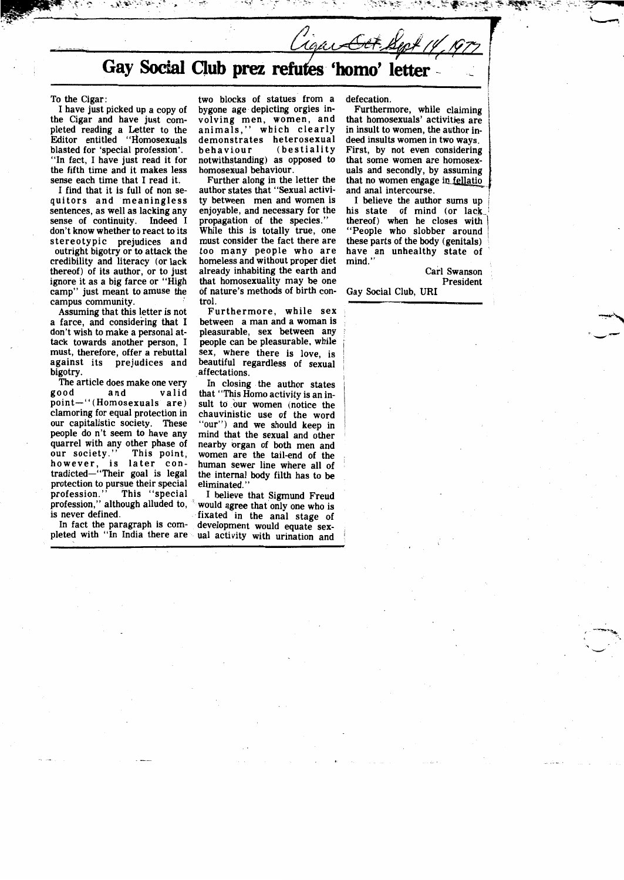Cigar Oct. Sept 14, 1977

# Gay Social Club prez refutes 'homo' letter

To the Cigar:

I have just picked up a copy of the Cigar and have just completed reading a Letter to the Editor entitled "Homosexuals blasted for 'special profession'. "In fact, I have just read it for the fifth time and it makes less sense each time that I read it.

I find that it is full of non sequitors and meaningless sentences, as well as lacking any sense of continuity. Indeed I don't know whether to react to its stereotypic prejudices and outright bigotry or to attack the credibility and literacy (or lack thereof) of its author, or to just ignore it as a big farce or "High camp" just meant to amuse the campus community.

Assuming that this letter is not a farce, and considering that I don't wish to make a personal attack towards another person, I must, therefore, offer a rebuttal against its prejudices and bigotry.

The article does make one very good and valid point—"(Homosexuals are) clamoring for equal protection in our capitalistic society. These people do n't seem to have any quarrel with any other phase of our society." This point, however, is later contradicted—"Their goal is legal protection to pursue their special profession." This "special profession," although alluded to, is never defined.

In fact the paragraph is completed with "In India there are two blocks of statues from a bygone age depicting orgies involving men, women, and animals," which clearly demonstrates heterosexual behaviour (bestiality notwithstanding) as opposed to homosexual behaviour.

Further along in the letter the author states that "Sexual activity between men and women is enjoyable, and necessary for the propagation of the species." While this is totally true, one must consider the fact there are too many people who are homeless and without proper diet already inhabiting the earth and that homosexuality may be one of nature's methods of birth control.

Furthermore, while sex between a man and a woman is pleasurable, sex between any people can be pleasurable, while sex, where there is love, is beautiful regardless of sexual affectations.

In closing the author states that "This Homo activity is an insult to our women (notice the chauvinistic use of the word "our") and we should keep in mind that the sexual and other nearby organ of both men and women are the tail-end of the human sewer line where all of the internal body filth has to be eliminated."

I believe that Sigmund Freud would agree that only one who is fixated in the anal stage of development would equate sexual activity with urination and defecation.

Furthermore, while claiming that homosexuals' activities are in insult to women, the author indeed insults women in two ways. First, by not even considering that some women are homosexuals and secondly, by assuming that no women engage in fellatio and anal intercourse.

I believe the author sums up his state of mind (or lack thereof) when he closes with "People who slobber around these parts of the body (genitals) have an unhealthy state of mind."

Carl Swanson
President
Gay Social Club, URI